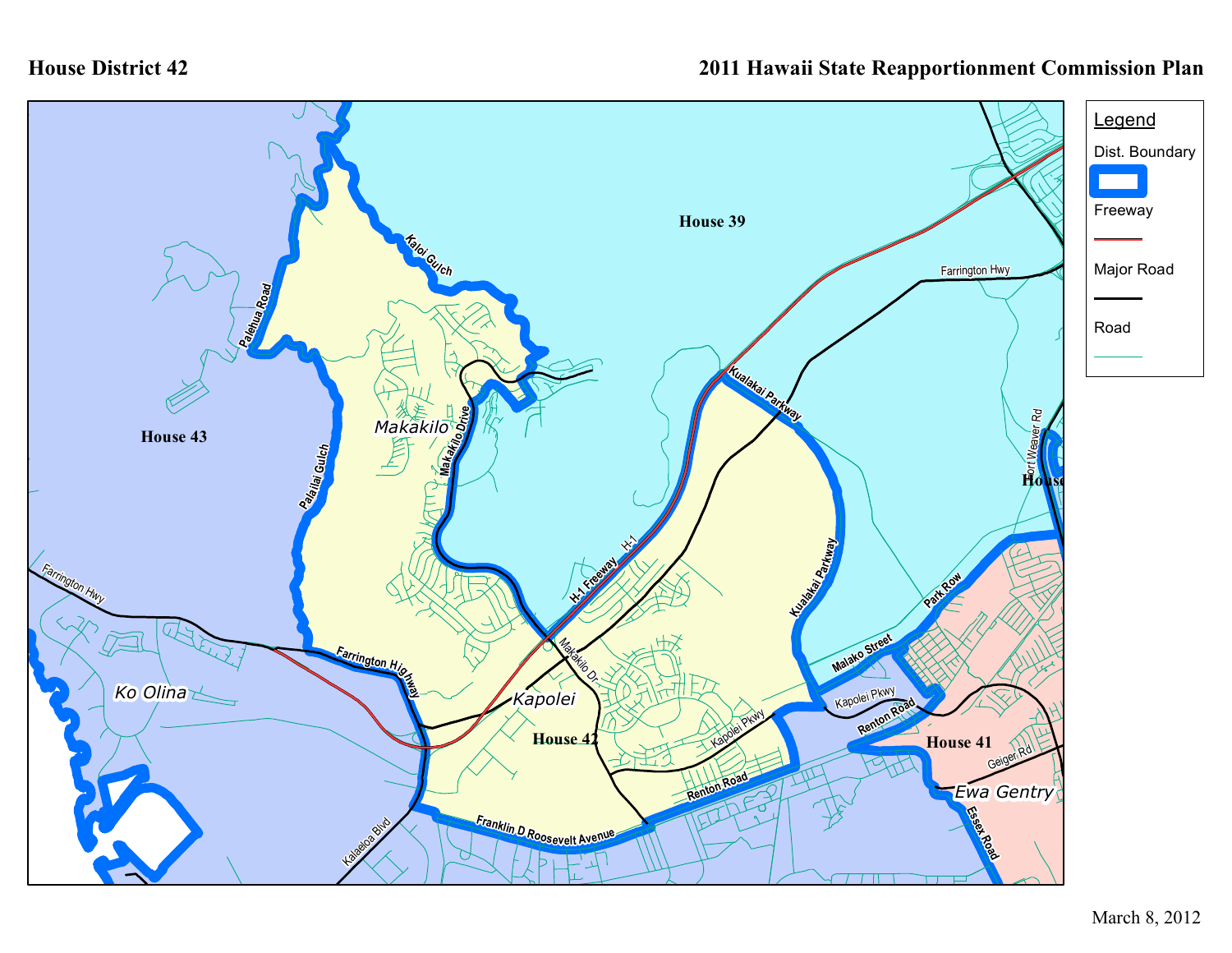House District 42

2011 Hawaii State Reapportionment Commission Plan

Legend

- Dist. Boundary
- Freeway
- Major Road
- Road

House 39

House 43

House 42

House 41

Makakilo

Kapolei

Ko Olina

Ewa Gentry

Kaloi Gulch

Palehua Road

Palailai Gulch

Makakilo Drive

Makakilo Dr

H-1 Freeway

H-1

Kualakai Parkway

Farrington Hwy

Farrington Highway

Malako Street

Park Row

Fort Weaver Rd

Kapolei Pkwy

Renton Road

Geiger Rd

Essex Road

Franklin D Roosevelt Avenue

Kalaeloa Blvd

March 8, 2012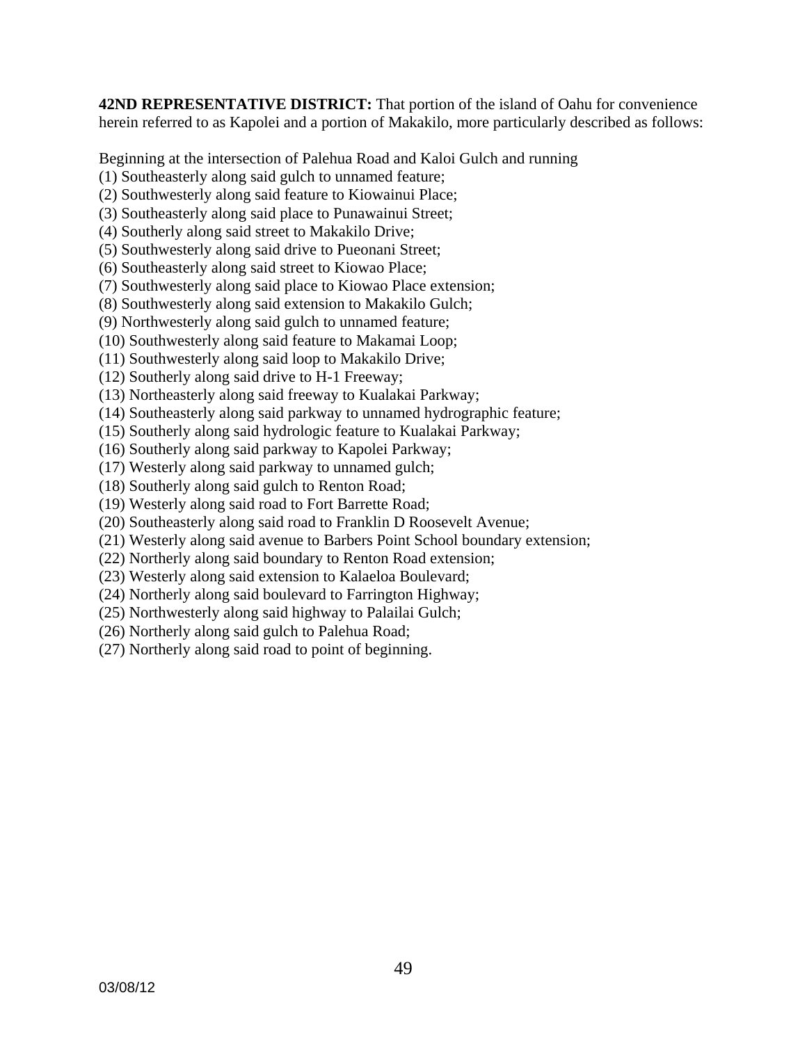**42ND REPRESENTATIVE DISTRICT:** That portion of the island of Oahu for convenience herein referred to as Kapolei and a portion of Makakilo, more particularly described as follows:

Beginning at the intersection of Palehua Road and Kaloi Gulch and running
(1) Southeasterly along said gulch to unnamed feature;
(2) Southwesterly along said feature to Kiowainui Place;
(3) Southeasterly along said place to Punawainui Street;
(4) Southerly along said street to Makakilo Drive;
(5) Southwesterly along said drive to Pueonani Street;
(6) Southeasterly along said street to Kiowao Place;
(7) Southwesterly along said place to Kiowao Place extension;
(8) Southwesterly along said extension to Makakilo Gulch;
(9) Northwesterly along said gulch to unnamed feature;
(10) Southwesterly along said feature to Makamai Loop;
(11) Southwesterly along said loop to Makakilo Drive;
(12) Southerly along said drive to H-1 Freeway;
(13) Northeasterly along said freeway to Kualakai Parkway;
(14) Southeasterly along said parkway to unnamed hydrographic feature;
(15) Southerly along said hydrologic feature to Kualakai Parkway;
(16) Southerly along said parkway to Kapolei Parkway;
(17) Westerly along said parkway to unnamed gulch;
(18) Southerly along said gulch to Renton Road;
(19) Westerly along said road to Fort Barrette Road;
(20) Southeasterly along said road to Franklin D Roosevelt Avenue;
(21) Westerly along said avenue to Barbers Point School boundary extension;
(22) Northerly along said boundary to Renton Road extension;
(23) Westerly along said extension to Kalaeloa Boulevard;
(24) Northerly along said boulevard to Farrington Highway;
(25) Northwesterly along said highway to Palailai Gulch;
(26) Northerly along said gulch to Palehua Road;
(27) Northerly along said road to point of beginning.